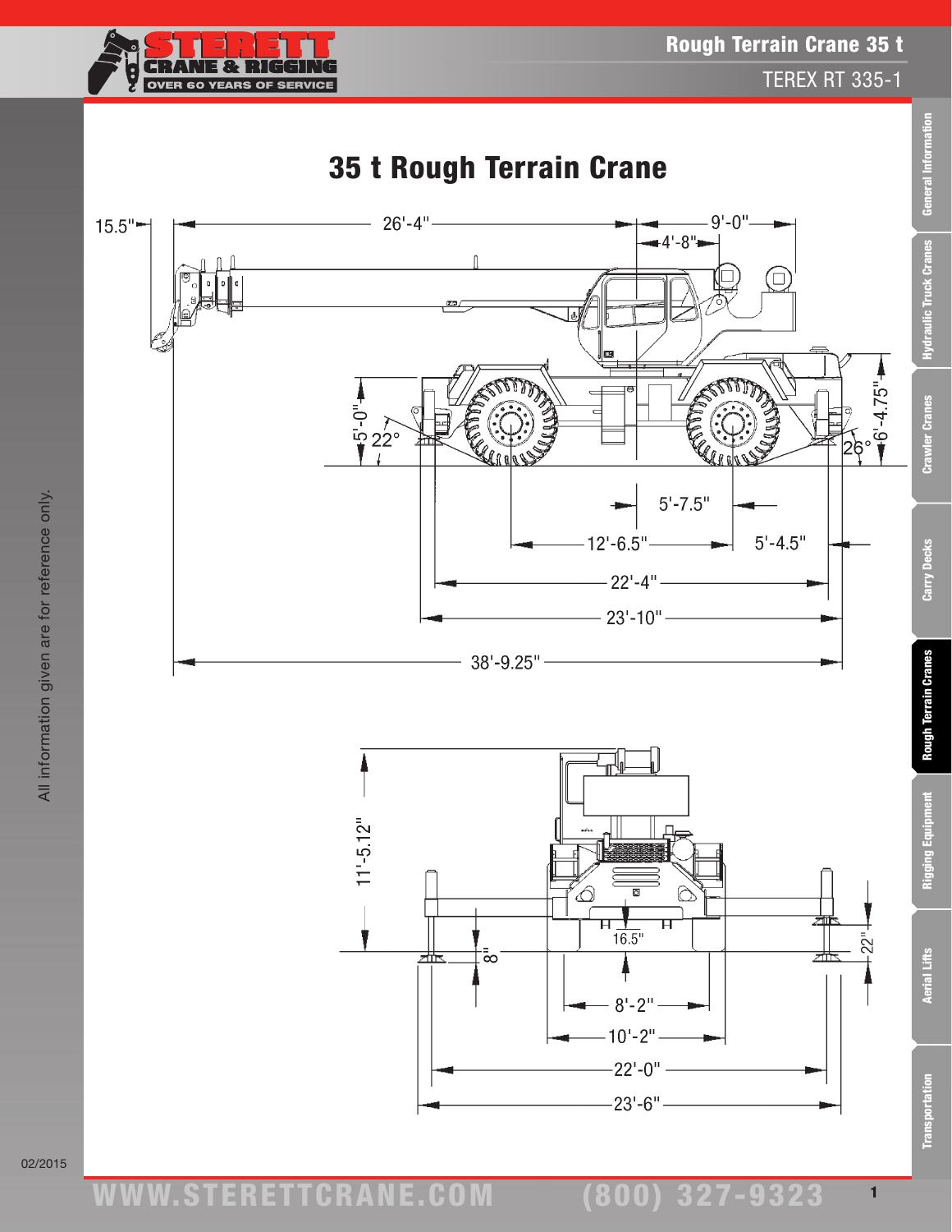# 35 t Rough Terrain Crane

15.5"

26'-4"

9'-0"

4'-8"

5'-0"

22°

6'-4.75"

26°

5'-7.5"

12'-6.5"

5'-4.5"

22'-4"

23'-10"

38'-9.25"

11'-5.12"

8"

16.5"

22"

8'-2"

10'-2"

22'-0"

23'-6"

All information given are for reference only.

02/2015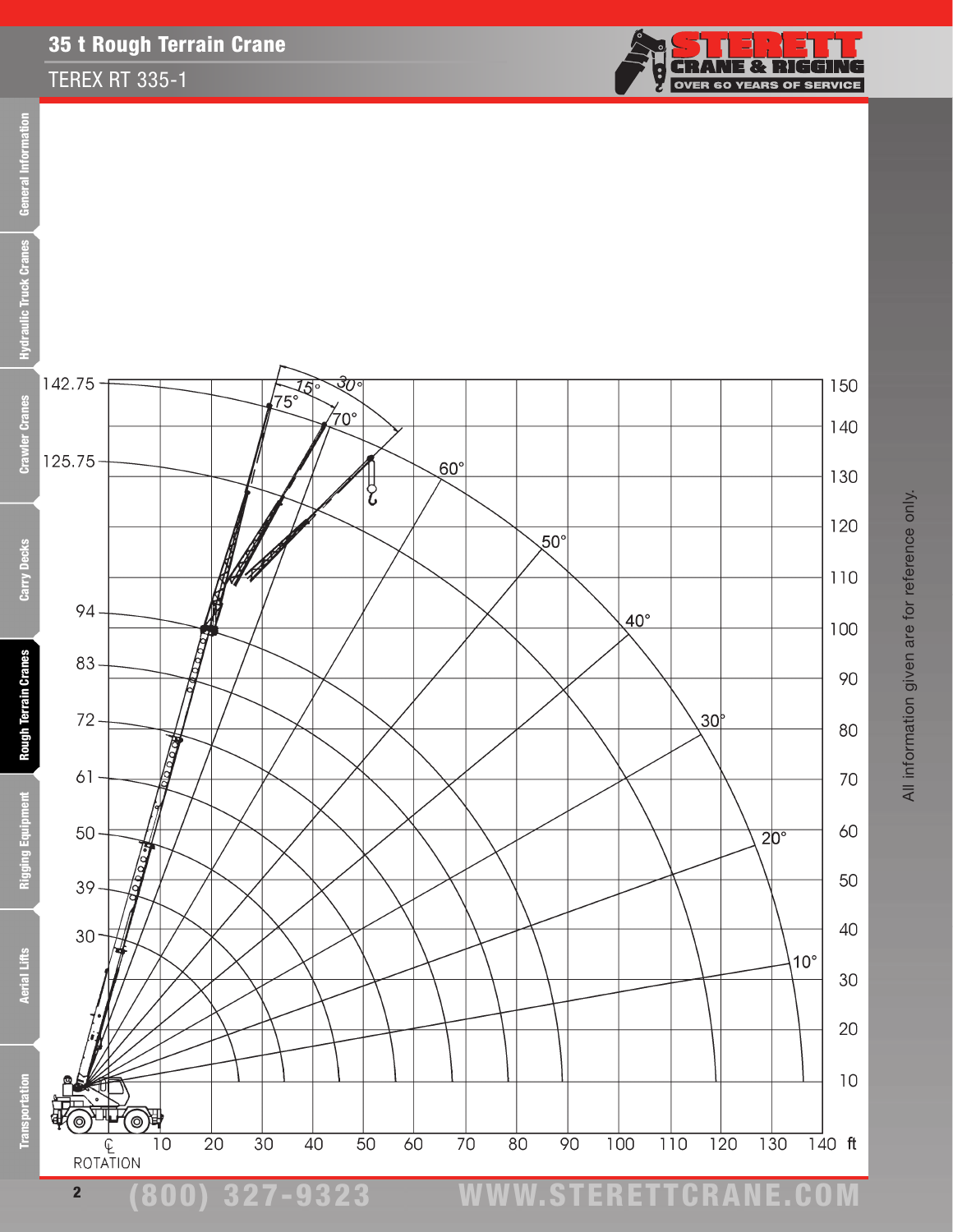# 35 t Rough Terrain Crane

TEREX RT 335-1

All information given are for reference only.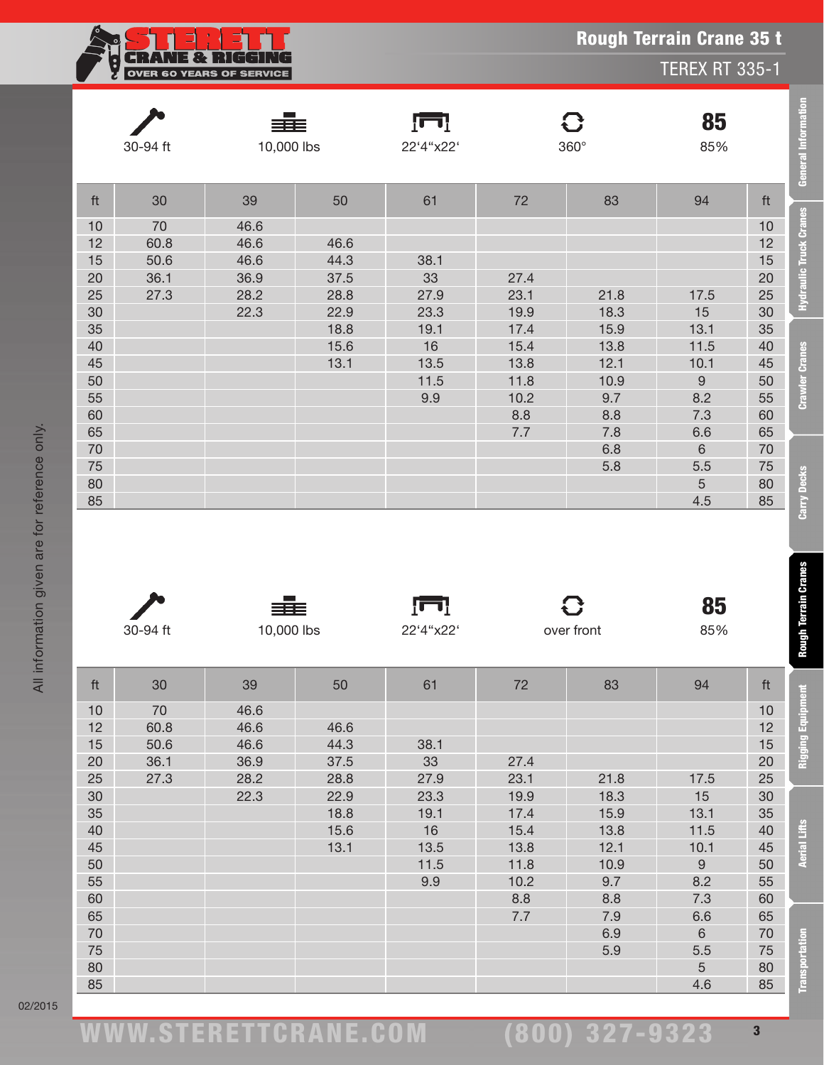# Rough Terrain Crane 35 t

## TEREX RT 335-1

| 30-94 ft | 10,000 lbs | 22'4"x22' | 360° | 85% |
|---|---|---|---|---|

| ft | 30 | 39 | 50 | 61 | 72 | 83 | 94 | ft |
|---|---|---|---|---|---|---|---|---|
| 10 | 70 | 46.6 | | | | | | 10 |
| 12 | 60.8 | 46.6 | 46.6 | | | | | 12 |
| 15 | 50.6 | 46.6 | 44.3 | 38.1 | | | | 15 |
| 20 | 36.1 | 36.9 | 37.5 | 33 | 27.4 | | | 20 |
| 25 | 27.3 | 28.2 | 28.8 | 27.9 | 23.1 | 21.8 | 17.5 | 25 |
| 30 | | 22.3 | 22.9 | 23.3 | 19.9 | 18.3 | 15 | 30 |
| 35 | | | 18.8 | 19.1 | 17.4 | 15.9 | 13.1 | 35 |
| 40 | | | 15.6 | 16 | 15.4 | 13.8 | 11.5 | 40 |
| 45 | | | 13.1 | 13.5 | 13.8 | 12.1 | 10.1 | 45 |
| 50 | | | | 11.5 | 11.8 | 10.9 | 9 | 50 |
| 55 | | | | 9.9 | 10.2 | 9.7 | 8.2 | 55 |
| 60 | | | | | 8.8 | 8.8 | 7.3 | 60 |
| 65 | | | | | 7.7 | 7.8 | 6.6 | 65 |
| 70 | | | | | | 6.8 | 6 | 70 |
| 75 | | | | | | 5.8 | 5.5 | 75 |
| 80 | | | | | | | 5 | 80 |
| 85 | | | | | | | 4.5 | 85 |

| 30-94 ft | 10,000 lbs | 22'4"x22' | over front | 85% |
|---|---|---|---|---|

| ft | 30 | 39 | 50 | 61 | 72 | 83 | 94 | ft |
|---|---|---|---|---|---|---|---|---|
| 10 | 70 | 46.6 | | | | | | 10 |
| 12 | 60.8 | 46.6 | 46.6 | | | | | 12 |
| 15 | 50.6 | 46.6 | 44.3 | 38.1 | | | | 15 |
| 20 | 36.1 | 36.9 | 37.5 | 33 | 27.4 | | | 20 |
| 25 | 27.3 | 28.2 | 28.8 | 27.9 | 23.1 | 21.8 | 17.5 | 25 |
| 30 | | 22.3 | 22.9 | 23.3 | 19.9 | 18.3 | 15 | 30 |
| 35 | | | 18.8 | 19.1 | 17.4 | 15.9 | 13.1 | 35 |
| 40 | | | 15.6 | 16 | 15.4 | 13.8 | 11.5 | 40 |
| 45 | | | 13.1 | 13.5 | 13.8 | 12.1 | 10.1 | 45 |
| 50 | | | | 11.5 | 11.8 | 10.9 | 9 | 50 |
| 55 | | | | 9.9 | 10.2 | 9.7 | 8.2 | 55 |
| 60 | | | | | 8.8 | 8.8 | 7.3 | 60 |
| 65 | | | | | 7.7 | 7.9 | 6.6 | 65 |
| 70 | | | | | | 6.9 | 6 | 70 |
| 75 | | | | | | 5.9 | 5.5 | 75 |
| 80 | | | | | | | 5 | 80 |
| 85 | | | | | | | 4.6 | 85 |

All information given are for reference only.

02/2015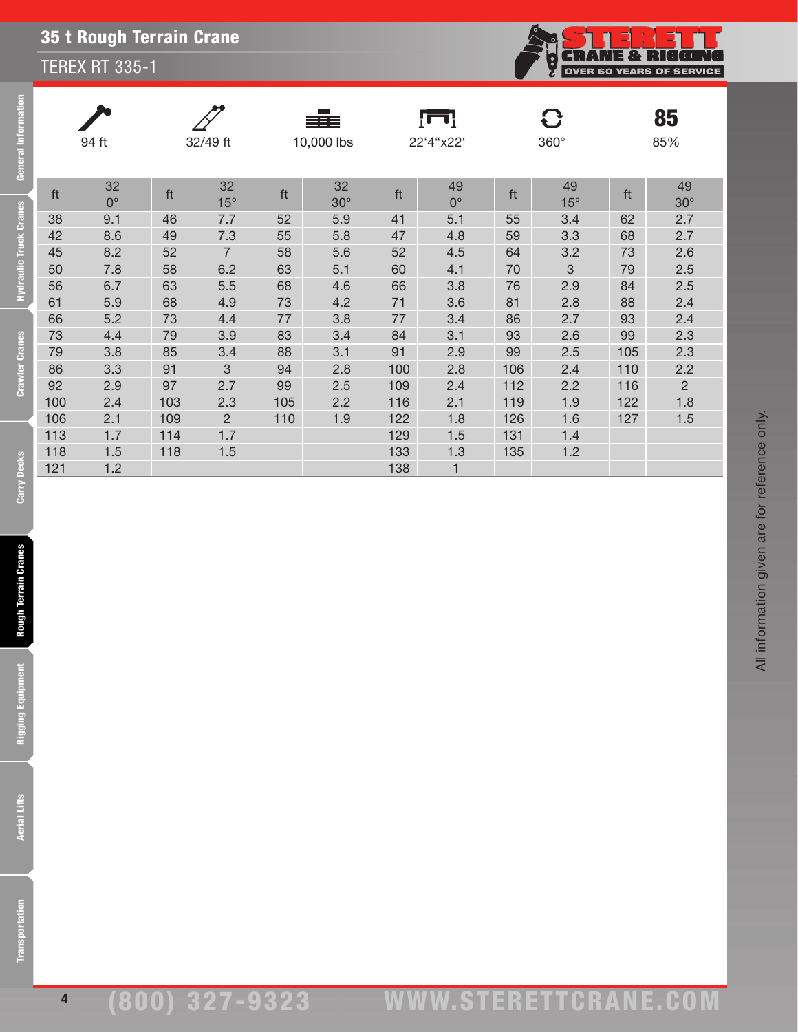# 35 t Rough Terrain Crane

## TEREX RT 335-1

| 94 ft | 32/49 ft | 10,000 lbs | 22'4"x22' | 360° | 85% |
|---|---|---|---|---|---|

| ft | 32 0° | ft | 32 15° | ft | 32 30° | ft | 49 0° | ft | 49 15° | ft | 49 30° |
|---|---|---|---|---|---|---|---|---|---|---|---|
| 38 | 9.1 | 46 | 7.7 | 52 | 5.9 | 41 | 5.1 | 55 | 3.4 | 62 | 2.7 |
| 42 | 8.6 | 49 | 7.3 | 55 | 5.8 | 47 | 4.8 | 59 | 3.3 | 68 | 2.7 |
| 45 | 8.2 | 52 | 7 | 58 | 5.6 | 52 | 4.5 | 64 | 3.2 | 73 | 2.6 |
| 50 | 7.8 | 58 | 6.2 | 63 | 5.1 | 60 | 4.1 | 70 | 3 | 79 | 2.5 |
| 56 | 6.7 | 63 | 5.5 | 68 | 4.6 | 66 | 3.8 | 76 | 2.9 | 84 | 2.5 |
| 61 | 5.9 | 68 | 4.9 | 73 | 4.2 | 71 | 3.6 | 81 | 2.8 | 88 | 2.4 |
| 66 | 5.2 | 73 | 4.4 | 77 | 3.8 | 77 | 3.4 | 86 | 2.7 | 93 | 2.4 |
| 73 | 4.4 | 79 | 3.9 | 83 | 3.4 | 84 | 3.1 | 93 | 2.6 | 99 | 2.3 |
| 79 | 3.8 | 85 | 3.4 | 88 | 3.1 | 91 | 2.9 | 99 | 2.5 | 105 | 2.3 |
| 86 | 3.3 | 91 | 3 | 94 | 2.8 | 100 | 2.8 | 106 | 2.4 | 110 | 2.2 |
| 92 | 2.9 | 97 | 2.7 | 99 | 2.5 | 109 | 2.4 | 112 | 2.2 | 116 | 2 |
| 100 | 2.4 | 103 | 2.3 | 105 | 2.2 | 116 | 2.1 | 119 | 1.9 | 122 | 1.8 |
| 106 | 2.1 | 109 | 2 | 110 | 1.9 | 122 | 1.8 | 126 | 1.6 | 127 | 1.5 |
| 113 | 1.7 | 114 | 1.7 | | | 129 | 1.5 | 131 | 1.4 | | |
| 118 | 1.5 | 118 | 1.5 | | | 133 | 1.3 | 135 | 1.2 | | |
| 121 | 1.2 | | | | | 138 | 1 | | | | |

All information given are for reference only.